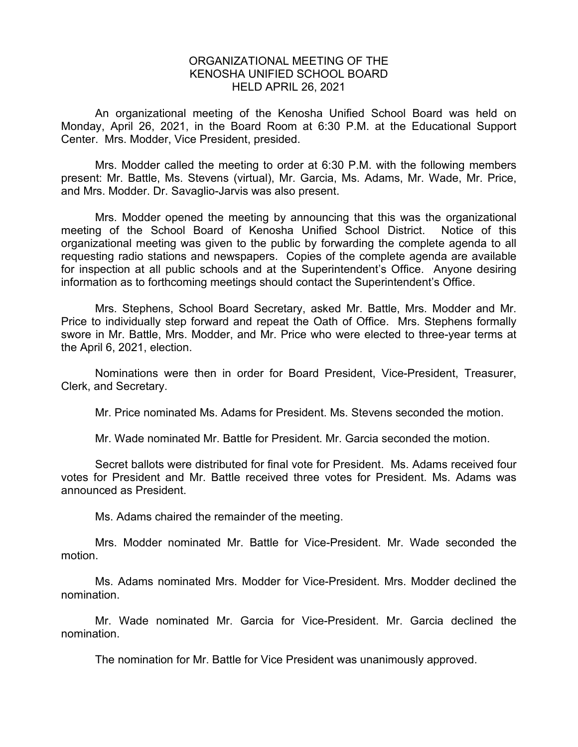# ORGANIZATIONAL MEETING OF THE KENOSHA UNIFIED SCHOOL BOARD HELD APRIL 26, 2021

An organizational meeting of the Kenosha Unified School Board was held on Monday, April 26, 2021, in the Board Room at 6:30 P.M. at the Educational Support Center. Mrs. Modder, Vice President, presided.

Mrs. Modder called the meeting to order at 6:30 P.M. with the following members present: Mr. Battle, Ms. Stevens (virtual), Mr. Garcia, Ms. Adams, Mr. Wade, Mr. Price, and Mrs. Modder. Dr. Savaglio-Jarvis was also present.

Mrs. Modder opened the meeting by announcing that this was the organizational meeting of the School Board of Kenosha Unified School District. Notice of this organizational meeting was given to the public by forwarding the complete agenda to all requesting radio stations and newspapers. Copies of the complete agenda are available for inspection at all public schools and at the Superintendent's Office. Anyone desiring information as to forthcoming meetings should contact the Superintendent's Office.

Mrs. Stephens, School Board Secretary, asked Mr. Battle, Mrs. Modder and Mr. Price to individually step forward and repeat the Oath of Office. Mrs. Stephens formally swore in Mr. Battle, Mrs. Modder, and Mr. Price who were elected to three-year terms at the April 6, 2021, election.

Nominations were then in order for Board President, Vice-President, Treasurer, Clerk, and Secretary.

Mr. Price nominated Ms. Adams for President. Ms. Stevens seconded the motion.

Mr. Wade nominated Mr. Battle for President. Mr. Garcia seconded the motion.

Secret ballots were distributed for final vote for President. Ms. Adams received four votes for President and Mr. Battle received three votes for President. Ms. Adams was announced as President.

Ms. Adams chaired the remainder of the meeting.

Mrs. Modder nominated Mr. Battle for Vice-President. Mr. Wade seconded the motion.

Ms. Adams nominated Mrs. Modder for Vice-President. Mrs. Modder declined the nomination.

Mr. Wade nominated Mr. Garcia for Vice-President. Mr. Garcia declined the nomination.

The nomination for Mr. Battle for Vice President was unanimously approved.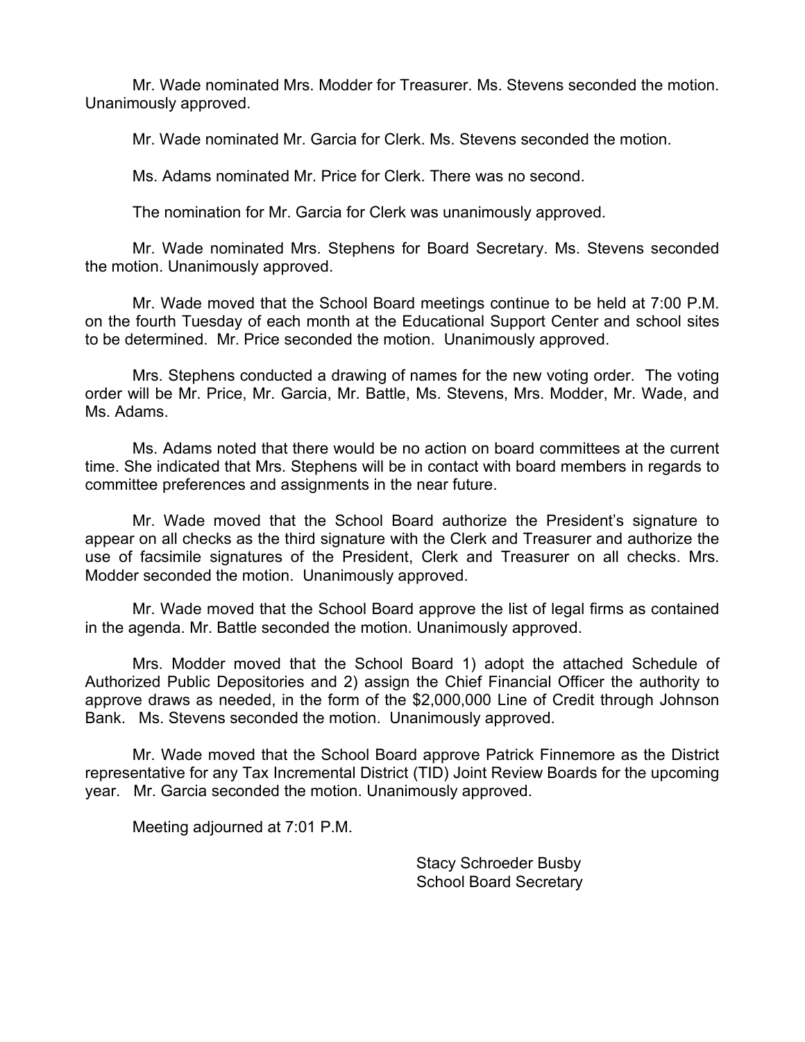Mr. Wade nominated Mrs. Modder for Treasurer. Ms. Stevens seconded the motion. Unanimously approved.

Mr. Wade nominated Mr. Garcia for Clerk. Ms. Stevens seconded the motion.

Ms. Adams nominated Mr. Price for Clerk. There was no second.

The nomination for Mr. Garcia for Clerk was unanimously approved.

Mr. Wade nominated Mrs. Stephens for Board Secretary. Ms. Stevens seconded the motion. Unanimously approved.

Mr. Wade moved that the School Board meetings continue to be held at 7:00 P.M. on the fourth Tuesday of each month at the Educational Support Center and school sites to be determined. Mr. Price seconded the motion. Unanimously approved.

Mrs. Stephens conducted a drawing of names for the new voting order. The voting order will be Mr. Price, Mr. Garcia, Mr. Battle, Ms. Stevens, Mrs. Modder, Mr. Wade, and Ms. Adams.

Ms. Adams noted that there would be no action on board committees at the current time. She indicated that Mrs. Stephens will be in contact with board members in regards to committee preferences and assignments in the near future.

Mr. Wade moved that the School Board authorize the President's signature to appear on all checks as the third signature with the Clerk and Treasurer and authorize the use of facsimile signatures of the President, Clerk and Treasurer on all checks. Mrs. Modder seconded the motion. Unanimously approved.

Mr. Wade moved that the School Board approve the list of legal firms as contained in the agenda. Mr. Battle seconded the motion. Unanimously approved.

Mrs. Modder moved that the School Board 1) adopt the attached Schedule of Authorized Public Depositories and 2) assign the Chief Financial Officer the authority to approve draws as needed, in the form of the $2,000,000 Line of Credit through Johnson Bank. Ms. Stevens seconded the motion. Unanimously approved.

Mr. Wade moved that the School Board approve Patrick Finnemore as the District representative for any Tax Incremental District (TID) Joint Review Boards for the upcoming year. Mr. Garcia seconded the motion. Unanimously approved.

Meeting adjourned at 7:01 P.M.

Stacy Schroeder Busby
School Board Secretary